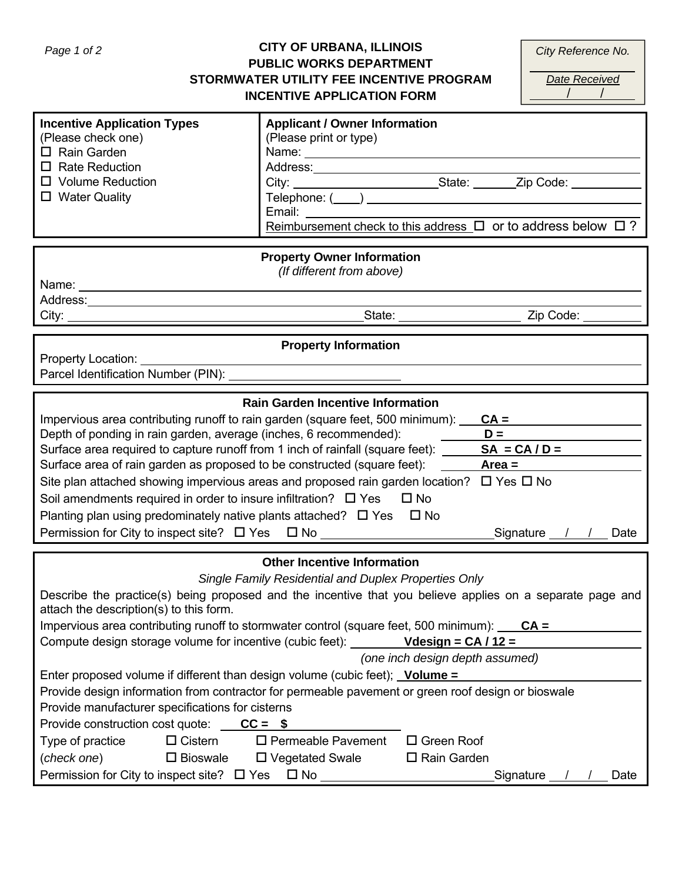**CITY OF URBANA, ILLINOIS**
**PUBLIC WORKS DEPARTMENT**
**STORMWATER UTILITY FEE INCENTIVE PROGRAM**
**INCENTIVE APPLICATION FORM**

*City Reference No.* ____________

*Date Received* ___/___/___

| **Incentive Application Types** | **Applicant / Owner Information** |
|---|---|
| (Please check one) | (Please print or type) |
| ☐ Rain Garden | Name: ____________ |
| ☐ Rate Reduction | Address: ____________ |
| ☐ Volume Reduction | City: ____________ State: ______ Zip Code: ______ |
| ☐ Water Quality | Telephone: (___) ____________ |
| | Email: ____________ |
| | Reimbursement check to this address ☐ or to address below ☐ ? |

### Property Owner Information

*(If different from above)*

Name: ____________

Address: ____________

City: ____________ State: ____________ Zip Code: ____________

### Property Information

Property Location: ____________

Parcel Identification Number (PIN): ____________

### Rain Garden Incentive Information

Impervious area contributing runoff to rain garden (square feet, 500 minimum): **CA =** ____________

Depth of ponding in rain garden, average (inches, 6 recommended): **D =** ____________

Surface area required to capture runoff from 1 inch of rainfall (square feet): **SA = CA / D =** ____________

Surface area of rain garden as proposed to be constructed (square feet): **Area =** ____________

Site plan attached showing impervious areas and proposed rain garden location? ☐ Yes ☐ No

Soil amendments required in order to insure infiltration? ☐ Yes ☐ No

Planting plan using predominately native plants attached? ☐ Yes ☐ No

Permission for City to inspect site? ☐ Yes ☐ No ____________ Signature ___/___/___ Date

### Other Incentive Information

*Single Family Residential and Duplex Properties Only*

Describe the practice(s) being proposed and the incentive that you believe applies on a separate page and attach the description(s) to this form.

Impervious area contributing runoff to stormwater control (square feet, 500 minimum): **CA =** ____________

Compute design storage volume for incentive (cubic feet): **Vdesign = CA / 12 =** ____________

*(one inch design depth assumed)*

Enter proposed volume if different than design volume (cubic feet); **Volume =** ____________

Provide design information from contractor for permeable pavement or green roof design or bioswale

Provide manufacturer specifications for cisterns

Provide construction cost quote: **CC = $** ____________

Type of practice ☐ Cistern ☐ Permeable Pavement ☐ Green Roof

(*check one*) ☐ Bioswale ☐ Vegetated Swale ☐ Rain Garden

Permission for City to inspect site? ☐ Yes ☐ No ____________ Signature ___/___/___ Date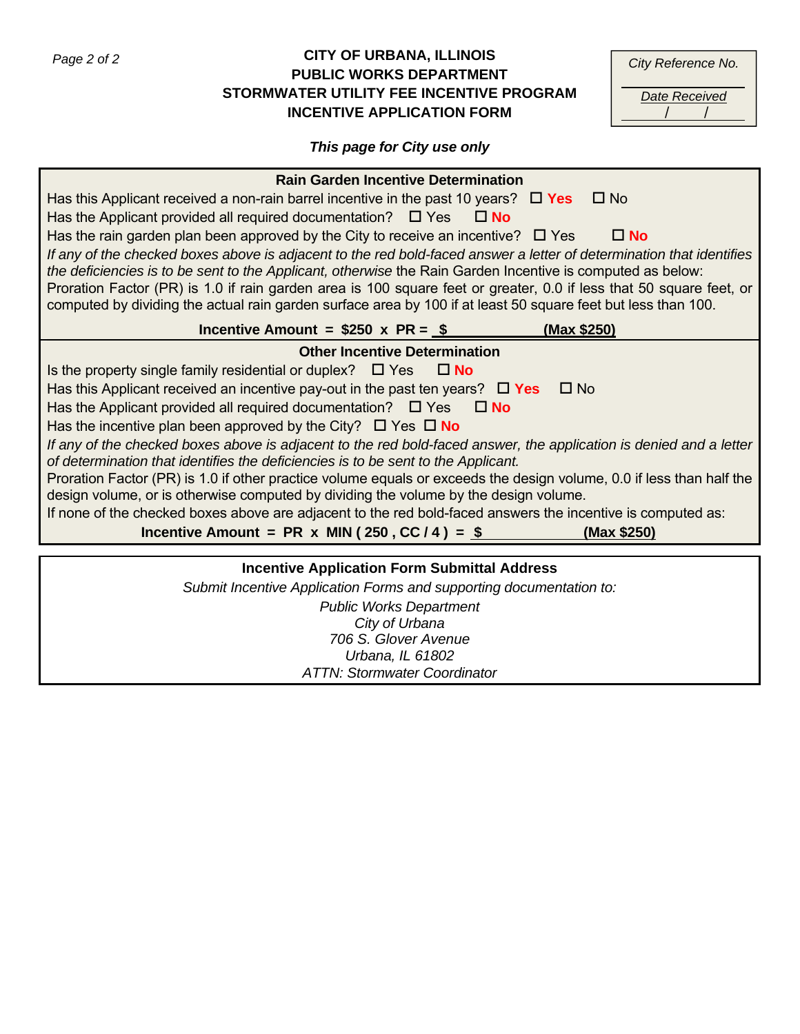**CITY OF URBANA, ILLINOIS**
**PUBLIC WORKS DEPARTMENT**
**STORMWATER UTILITY FEE INCENTIVE PROGRAM**
**INCENTIVE APPLICATION FORM**

| *City Reference No.* |
|---|
| *Date Received* |
| / / |

***This page for City use only***

**Rain Garden Incentive Determination**

Has this Applicant received a non-rain barrel incentive in the past 10 years? ☐ **Yes** ☐ No

Has the Applicant provided all required documentation? ☐ Yes ☐ **No**

Has the rain garden plan been approved by the City to receive an incentive? ☐ Yes ☐ **No**

*If any of the checked boxes above is adjacent to the red bold-faced answer a letter of determination that identifies the deficiencies is to be sent to the Applicant, otherwise* the Rain Garden Incentive is computed as below:

Proration Factor (PR) is 1.0 if rain garden area is 100 square feet or greater, 0.0 if less that 50 square feet, or computed by dividing the actual rain garden surface area by 100 if at least 50 square feet but less than 100.

**Incentive Amount = $250 x PR = $\_\_\_\_\_\_\_\_\_\_\_\_ (Max $250)**

**Other Incentive Determination**

Is the property single family residential or duplex? ☐ Yes ☐ **No**

Has this Applicant received an incentive pay-out in the past ten years? ☐ **Yes** ☐ No

Has the Applicant provided all required documentation? ☐ Yes ☐ **No**

Has the incentive plan been approved by the City? ☐ Yes ☐ **No**

*If any of the checked boxes above is adjacent to the red bold-faced answer, the application is denied and a letter of determination that identifies the deficiencies is to be sent to the Applicant.*

Proration Factor (PR) is 1.0 if other practice volume equals or exceeds the design volume, 0.0 if less than half the design volume, or is otherwise computed by dividing the volume by the design volume.

If none of the checked boxes above are adjacent to the red bold-faced answers the incentive is computed as:

**Incentive Amount = PR x MIN ( 250 , CC / 4 ) = $\_\_\_\_\_\_\_\_\_\_\_\_ (Max $250)**

**Incentive Application Form Submittal Address**

*Submit Incentive Application Forms and supporting documentation to:*

*Public Works Department*
*City of Urbana*
*706 S. Glover Avenue*
*Urbana, IL 61802*
*ATTN: Stormwater Coordinator*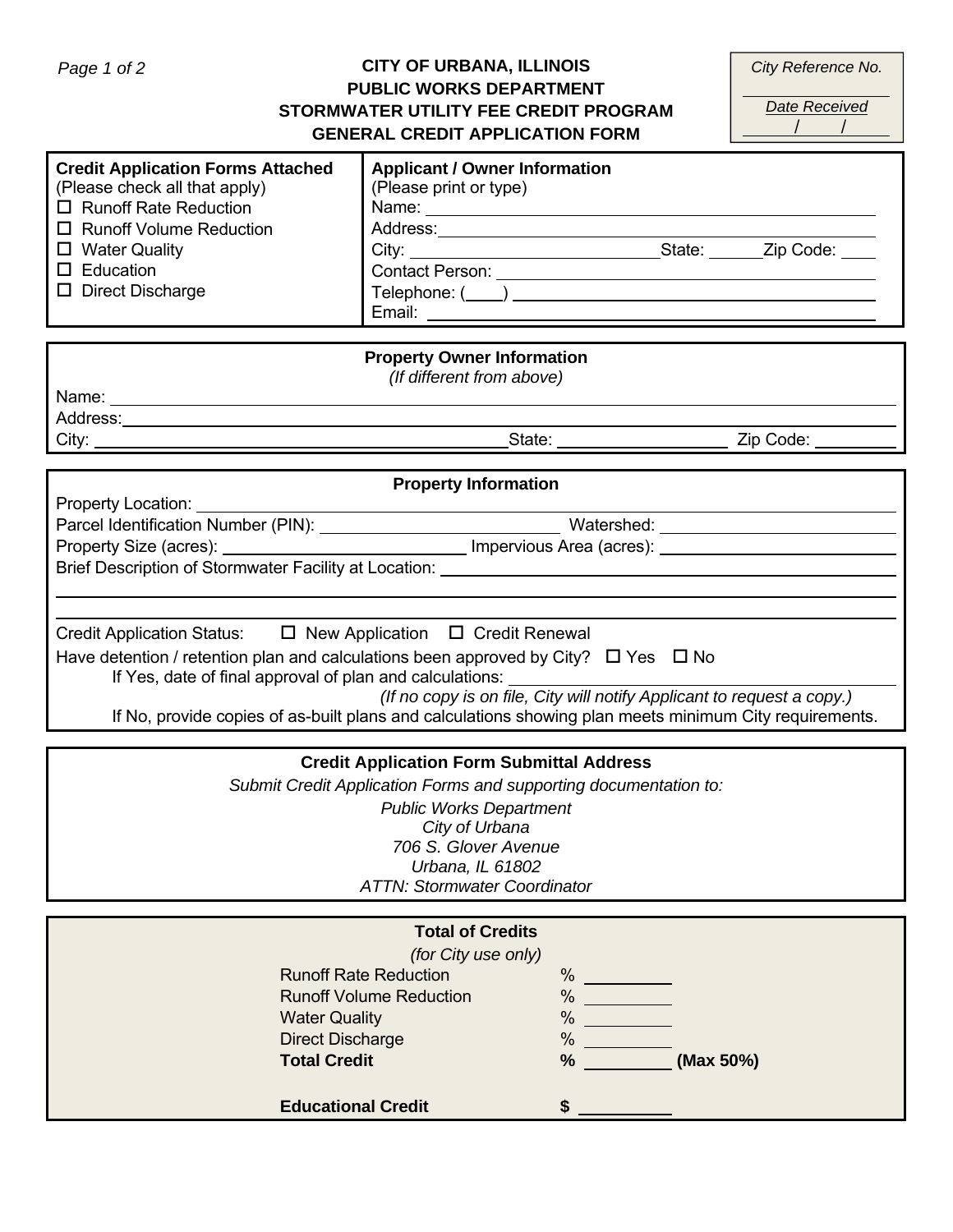# CITY OF URBANA, ILLINOIS
## PUBLIC WORKS DEPARTMENT
## STORMWATER UTILITY FEE CREDIT PROGRAM
## GENERAL CREDIT APPLICATION FORM

*City Reference No.* ____________

*Date Received* ____ / ____ / ____

---

**Credit Application Forms Attached**
(Please check all that apply)

- ☐ Runoff Rate Reduction
- ☐ Runoff Volume Reduction
- ☐ Water Quality
- ☐ Education
- ☐ Direct Discharge

**Applicant / Owner Information**
(Please print or type)

Name: ____________________

Address: ____________________

City: ____________________ State: ______ Zip Code: ____

Contact Person: ____________________

Telephone: (____) ____________________

Email: ____________________

---

**Property Owner Information**
*(If different from above)*

Name: ____________________

Address: ____________________

City: ____________________ State: ____________________ Zip Code: __________

---

**Property Information**

Property Location: ____________________

Parcel Identification Number (PIN): ____________________ Watershed: ____________________

Property Size (acres): ____________________ Impervious Area (acres): ____________________

Brief Description of Stormwater Facility at Location: ____________________

____________________

____________________

Credit Application Status: ☐ New Application ☐ Credit Renewal

Have detention / retention plan and calculations been approved by City? ☐ Yes ☐ No

If Yes, date of final approval of plan and calculations: ____________________

*(If no copy is on file, City will notify Applicant to request a copy.)*

If No, provide copies of as-built plans and calculations showing plan meets minimum City requirements.

---

**Credit Application Form Submittal Address**

*Submit Credit Application Forms and supporting documentation to:*

*Public Works Department*
*City of Urbana*
*706 S. Glover Avenue*
*Urbana, IL 61802*
*ATTN: Stormwater Coordinator*

---

**Total of Credits**
*(for City use only)*

| | | |
|---|---|---|
| Runoff Rate Reduction | % ________ | |
| Runoff Volume Reduction | % ________ | |
| Water Quality | % ________ | |
| Direct Discharge | % ________ | |
| **Total Credit** | **%** ________ | **(Max 50%)** |
| **Educational Credit** | **$** ________ | |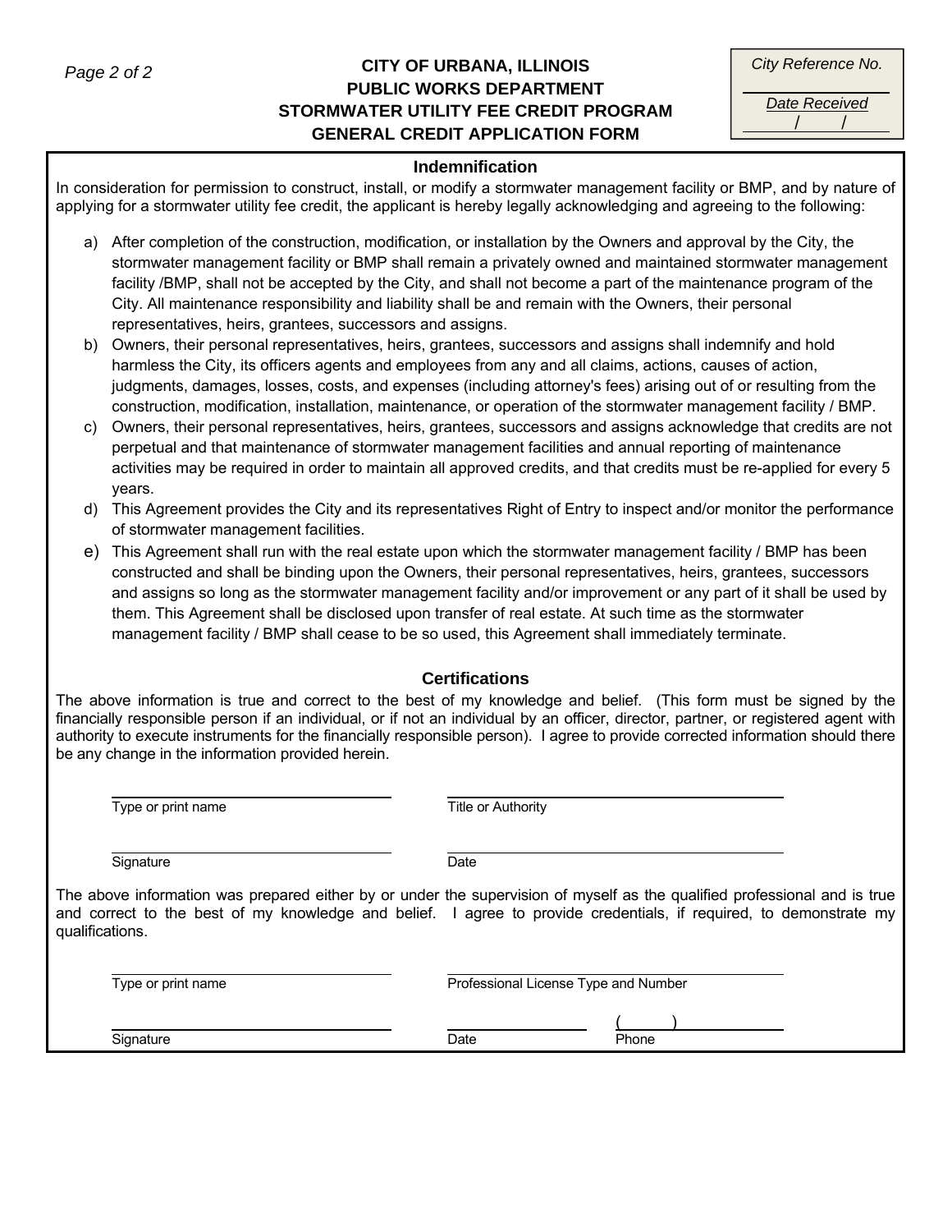# CITY OF URBANA, ILLINOIS
## PUBLIC WORKS DEPARTMENT
## STORMWATER UTILITY FEE CREDIT PROGRAM
## GENERAL CREDIT APPLICATION FORM

*City Reference No.* ____________

*Date Received* ___/___/___

### Indemnification

In consideration for permission to construct, install, or modify a stormwater management facility or BMP, and by nature of applying for a stormwater utility fee credit, the applicant is hereby legally acknowledging and agreeing to the following:

a) After completion of the construction, modification, or installation by the Owners and approval by the City, the stormwater management facility or BMP shall remain a privately owned and maintained stormwater management facility /BMP, shall not be accepted by the City, and shall not become a part of the maintenance program of the City. All maintenance responsibility and liability shall be and remain with the Owners, their personal representatives, heirs, grantees, successors and assigns.

b) Owners, their personal representatives, heirs, grantees, successors and assigns shall indemnify and hold harmless the City, its officers agents and employees from any and all claims, actions, causes of action, judgments, damages, losses, costs, and expenses (including attorney's fees) arising out of or resulting from the construction, modification, installation, maintenance, or operation of the stormwater management facility / BMP.

c) Owners, their personal representatives, heirs, grantees, successors and assigns acknowledge that credits are not perpetual and that maintenance of stormwater management facilities and annual reporting of maintenance activities may be required in order to maintain all approved credits, and that credits must be re-applied for every 5 years.

d) This Agreement provides the City and its representatives Right of Entry to inspect and/or monitor the performance of stormwater management facilities.

e) This Agreement shall run with the real estate upon which the stormwater management facility / BMP has been constructed and shall be binding upon the Owners, their personal representatives, heirs, grantees, successors and assigns so long as the stormwater management facility and/or improvement or any part of it shall be used by them. This Agreement shall be disclosed upon transfer of real estate. At such time as the stormwater management facility / BMP shall cease to be so used, this Agreement shall immediately terminate.

### Certifications

The above information is true and correct to the best of my knowledge and belief. (This form must be signed by the financially responsible person if an individual, or if not an individual by an officer, director, partner, or registered agent with authority to execute instruments for the financially responsible person). I agree to provide corrected information should there be any change in the information provided herein.

______________________________ Type or print name

______________________________ Title or Authority

______________________________ Signature

______________________________ Date

The above information was prepared either by or under the supervision of myself as the qualified professional and is true and correct to the best of my knowledge and belief. I agree to provide credentials, if required, to demonstrate my qualifications.

______________________________ Type or print name

______________________________ Professional License Type and Number

______________________________ Signature

______________________________ Date

(     ) ______________________ Phone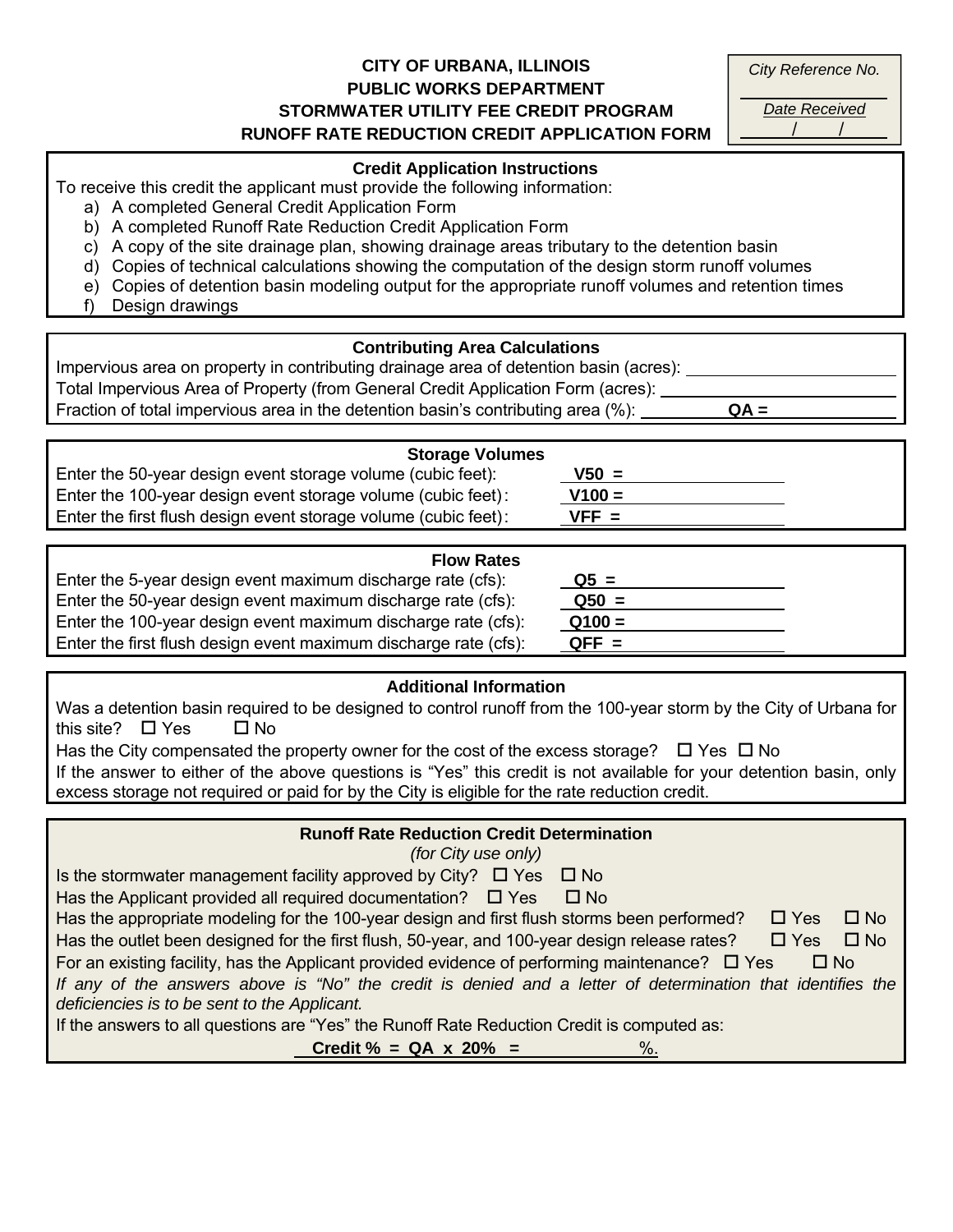**CITY OF URBANA, ILLINOIS**
**PUBLIC WORKS DEPARTMENT**
**STORMWATER UTILITY FEE CREDIT PROGRAM**
**RUNOFF RATE REDUCTION CREDIT APPLICATION FORM**

*City Reference No.* ______

*Date Received* ___/___/___

### Credit Application Instructions

To receive this credit the applicant must provide the following information:

a) A completed General Credit Application Form
b) A completed Runoff Rate Reduction Credit Application Form
c) A copy of the site drainage plan, showing drainage areas tributary to the detention basin
d) Copies of technical calculations showing the computation of the design storm runoff volumes
e) Copies of detention basin modeling output for the appropriate runoff volumes and retention times
f) Design drawings

### Contributing Area Calculations

Impervious area on property in contributing drainage area of detention basin (acres): ______________

Total Impervious Area of Property (from General Credit Application Form (acres): ______________

Fraction of total impervious area in the detention basin's contributing area (%): ________ **QA =** ________

### Storage Volumes

Enter the 50-year design event storage volume (cubic feet): **V50 =** ________

Enter the 100-year design event storage volume (cubic feet): **V100 =** ________

Enter the first flush design event storage volume (cubic feet): **VFF =** ________

### Flow Rates

Enter the 5-year design event maximum discharge rate (cfs): **Q5 =** ________

Enter the 50-year design event maximum discharge rate (cfs): **Q50 =** ________

Enter the 100-year design event maximum discharge rate (cfs): **Q100 =** ________

Enter the first flush design event maximum discharge rate (cfs): **QFF =** ________

### Additional Information

Was a detention basin required to be designed to control runoff from the 100-year storm by the City of Urbana for this site? ☐ Yes ☐ No

Has the City compensated the property owner for the cost of the excess storage? ☐ Yes ☐ No

If the answer to either of the above questions is "Yes" this credit is not available for your detention basin, only excess storage not required or paid for by the City is eligible for the rate reduction credit.

### Runoff Rate Reduction Credit Determination

*(for City use only)*

Is the stormwater management facility approved by City? ☐ Yes ☐ No

Has the Applicant provided all required documentation? ☐ Yes ☐ No

Has the appropriate modeling for the 100-year design and first flush storms been performed? ☐ Yes ☐ No

Has the outlet been designed for the first flush, 50-year, and 100-year design release rates? ☐ Yes ☐ No

For an existing facility, has the Applicant provided evidence of performing maintenance? ☐ Yes ☐ No

*If any of the answers above is "No" the credit is denied and a letter of determination that identifies the deficiencies is to be sent to the Applicant.*

If the answers to all questions are "Yes" the Runoff Rate Reduction Credit is computed as:

**Credit % = QA x 20% =** ________ %.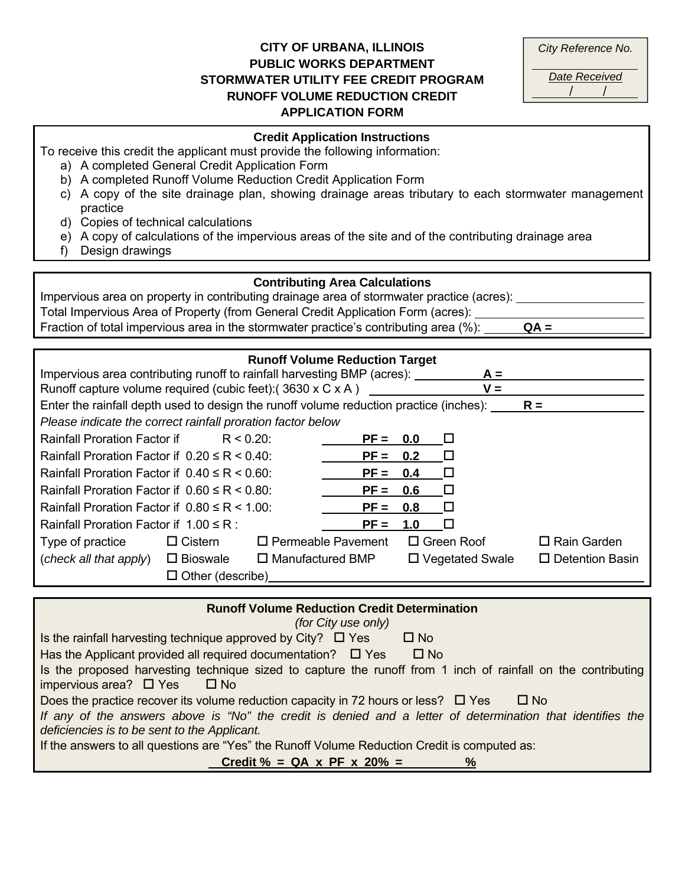**CITY OF URBANA, ILLINOIS**
**PUBLIC WORKS DEPARTMENT**
**STORMWATER UTILITY FEE CREDIT PROGRAM**
**RUNOFF VOLUME REDUCTION CREDIT**
**APPLICATION FORM**

| *City Reference No.* |
|---|
| ______ |
| *Date Received* |
| ___/___/___ |

### Credit Application Instructions

To receive this credit the applicant must provide the following information:

a) A completed General Credit Application Form
b) A completed Runoff Volume Reduction Credit Application Form
c) A copy of the site drainage plan, showing drainage areas tributary to each stormwater management practice
d) Copies of technical calculations
e) A copy of calculations of the impervious areas of the site and of the contributing drainage area
f) Design drawings

### Contributing Area Calculations

Impervious area on property in contributing drainage area of stormwater practice (acres): ______________

Total Impervious Area of Property (from General Credit Application Form (acres): ______________

Fraction of total impervious area in the stormwater practice's contributing area (%): ______ **QA =** ______________

### Runoff Volume Reduction Target

Impervious area contributing runoff to rainfall harvesting BMP (acres): __________ **A =** ______________

Runoff capture volume required (cubic feet):( 3630 x C x A ) ______________ **V =** ______________

Enter the rainfall depth used to design the runoff volume reduction practice (inches): ______ **R =** ______________

*Please indicate the correct rainfall proration factor below*

| | | |
|---|---|---|
| Rainfall Proration Factor if $R < 0.20$: | **PF = 0.0** | ☐ |
| Rainfall Proration Factor if $0.20 \le R < 0.40$: | **PF = 0.2** | ☐ |
| Rainfall Proration Factor if $0.40 \le R < 0.60$: | **PF = 0.4** | ☐ |
| Rainfall Proration Factor if $0.60 \le R < 0.80$: | **PF = 0.6** | ☐ |
| Rainfall Proration Factor if $0.80 \le R < 1.00$: | **PF = 0.8** | ☐ |
| Rainfall Proration Factor if $1.00 \le R$ : | **PF = 1.0** | ☐ |

| Type of practice | ☐ Cistern | ☐ Permeable Pavement | ☐ Green Roof | ☐ Rain Garden |
|---|---|---|---|---|
| (*check all that apply*) | ☐ Bioswale | ☐ Manufactured BMP | ☐ Vegetated Swale | ☐ Detention Basin |
| | ☐ Other (describe)______________ | | | |

### Runoff Volume Reduction Credit Determination

*(for City use only)*

Is the rainfall harvesting technique approved by City? ☐ Yes ☐ No

Has the Applicant provided all required documentation? ☐ Yes ☐ No

Is the proposed harvesting technique sized to capture the runoff from 1 inch of rainfall on the contributing impervious area? ☐ Yes ☐ No

Does the practice recover its volume reduction capacity in 72 hours or less? ☐ Yes ☐ No

*If any of the answers above is "No" the credit is denied and a letter of determination that identifies the deficiencies is to be sent to the Applicant.*

If the answers to all questions are "Yes" the Runoff Volume Reduction Credit is computed as:

**Credit % = QA x PF x 20% = ________ %**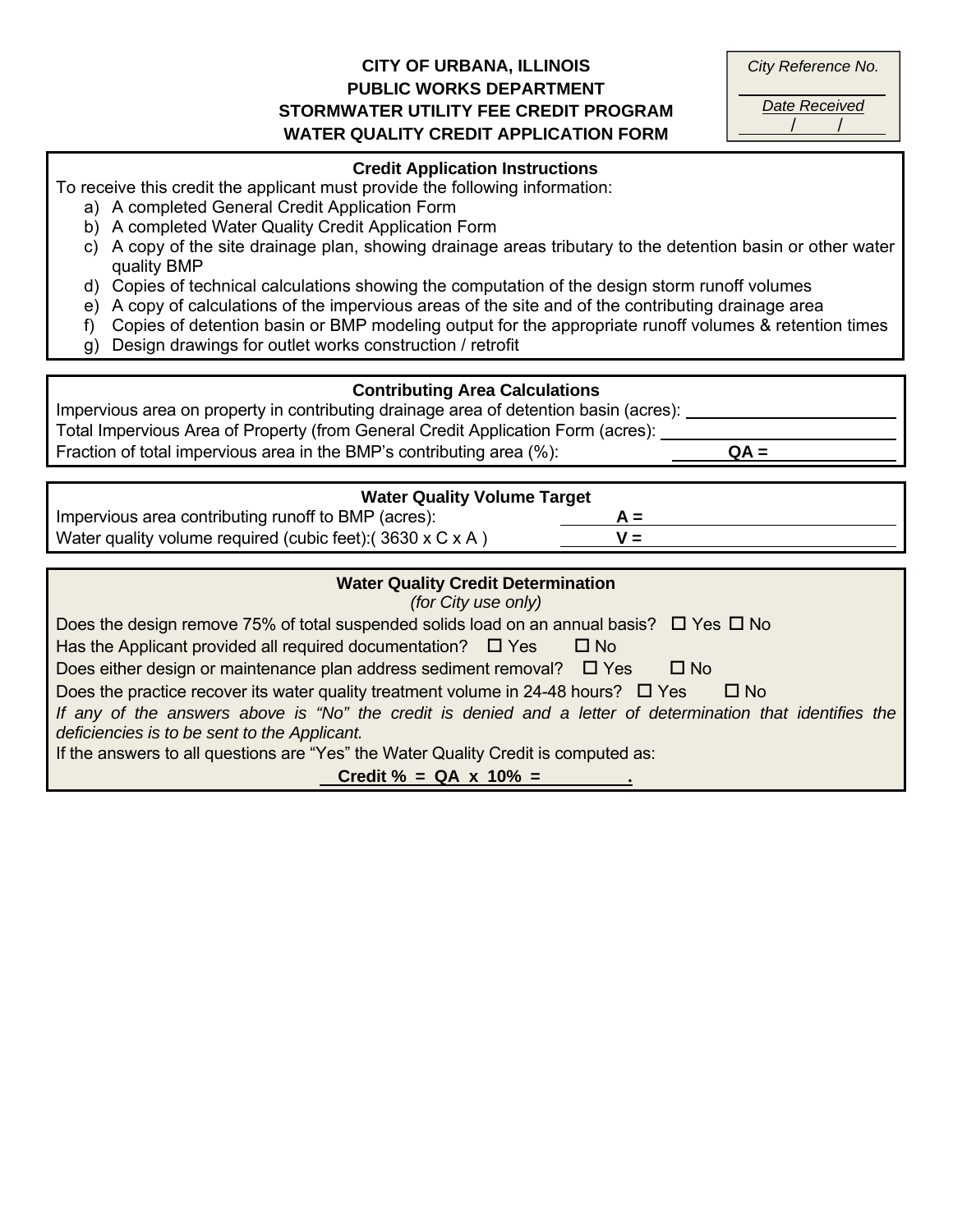# CITY OF URBANA, ILLINOIS
## PUBLIC WORKS DEPARTMENT
## STORMWATER UTILITY FEE CREDIT PROGRAM
## WATER QUALITY CREDIT APPLICATION FORM

*City Reference No.* ____________

*Date Received* ___/___/___

### Credit Application Instructions

To receive this credit the applicant must provide the following information:

a) A completed General Credit Application Form
b) A completed Water Quality Credit Application Form
c) A copy of the site drainage plan, showing drainage areas tributary to the detention basin or other water quality BMP
d) Copies of technical calculations showing the computation of the design storm runoff volumes
e) A copy of calculations of the impervious areas of the site and of the contributing drainage area
f) Copies of detention basin or BMP modeling output for the appropriate runoff volumes & retention times
g) Design drawings for outlet works construction / retrofit

### Contributing Area Calculations

Impervious area on property in contributing drainage area of detention basin (acres): ____________

Total Impervious Area of Property (from General Credit Application Form (acres): ____________

Fraction of total impervious area in the BMP's contributing area (%): **QA =** ____________

### Water Quality Volume Target

Impervious area contributing runoff to BMP (acres): **A =** ____________

Water quality volume required (cubic feet):( 3630 x C x A ) **V =** ____________

### Water Quality Credit Determination

*(for City use only)*

Does the design remove 75% of total suspended solids load on an annual basis? ☐ Yes ☐ No

Has the Applicant provided all required documentation? ☐ Yes ☐ No

Does either design or maintenance plan address sediment removal? ☐ Yes ☐ No

Does the practice recover its water quality treatment volume in 24-48 hours? ☐ Yes ☐ No

*If any of the answers above is "No" the credit is denied and a letter of determination that identifies the deficiencies is to be sent to the Applicant.*

If the answers to all questions are "Yes" the Water Quality Credit is computed as:

**Credit % = QA x 10% = ____________.**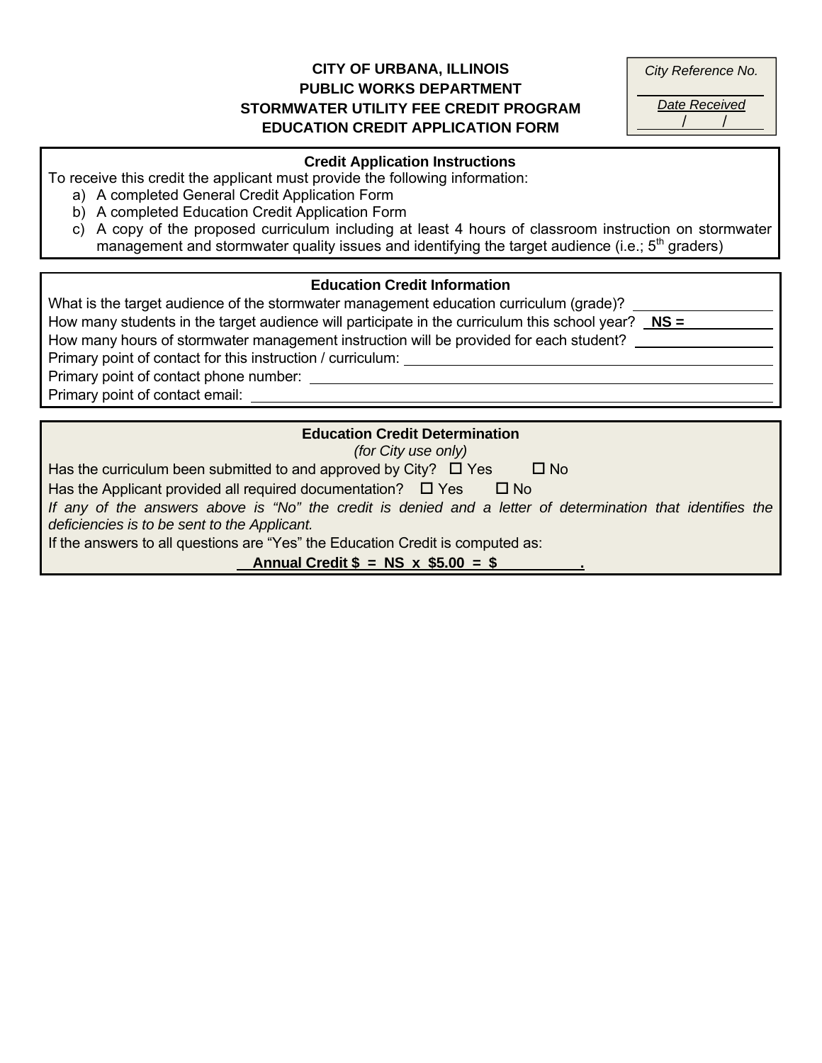**CITY OF URBANA, ILLINOIS**
**PUBLIC WORKS DEPARTMENT**
**STORMWATER UTILITY FEE CREDIT PROGRAM**
**EDUCATION CREDIT APPLICATION FORM**

*City Reference No.* \_\_\_\_\_\_\_\_\_\_

*Date Received* \_\_\_ / \_\_\_ / \_\_\_

### Credit Application Instructions

To receive this credit the applicant must provide the following information:

a) A completed General Credit Application Form
b) A completed Education Credit Application Form
c) A copy of the proposed curriculum including at least 4 hours of classroom instruction on stormwater management and stormwater quality issues and identifying the target audience (i.e.; 5th graders)

### Education Credit Information

What is the target audience of the stormwater management education curriculum (grade)? \_\_\_\_\_\_\_\_\_\_

How many students in the target audience will participate in the curriculum this school year? **NS =** \_\_\_\_\_\_\_\_\_\_

How many hours of stormwater management instruction will be provided for each student? \_\_\_\_\_\_\_\_\_\_

Primary point of contact for this instruction / curriculum: \_\_\_\_\_\_\_\_\_\_

Primary point of contact phone number: \_\_\_\_\_\_\_\_\_\_

Primary point of contact email: \_\_\_\_\_\_\_\_\_\_

### Education Credit Determination

*(for City use only)*

Has the curriculum been submitted to and approved by City? ☐ Yes ☐ No

Has the Applicant provided all required documentation? ☐ Yes ☐ No

*If any of the answers above is "No" the credit is denied and a letter of determination that identifies the deficiencies is to be sent to the Applicant.*

If the answers to all questions are "Yes" the Education Credit is computed as:

**Annual Credit $ = NS x $5.00 = $ \_\_\_\_\_\_\_\_\_\_ .**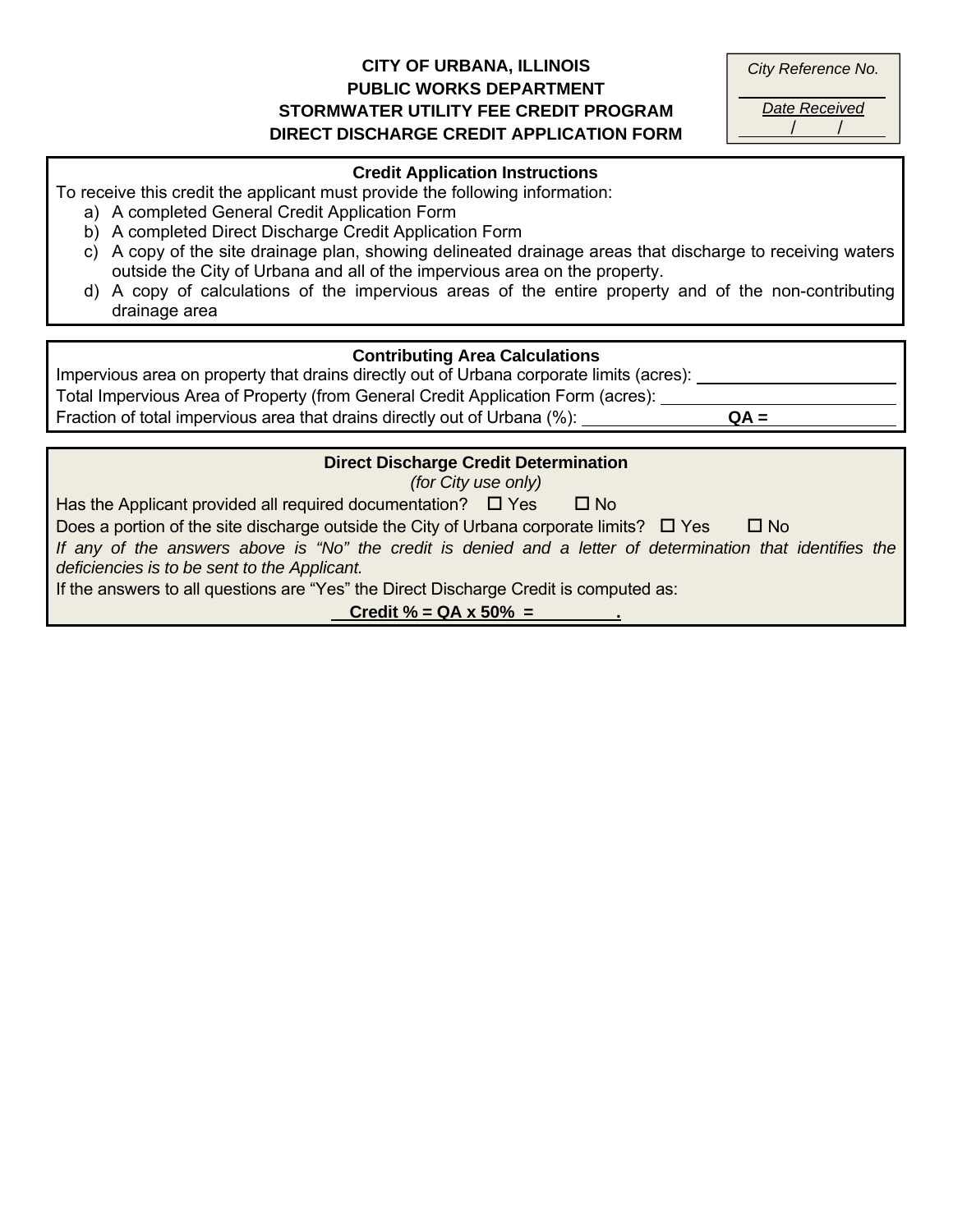**CITY OF URBANA, ILLINOIS**
**PUBLIC WORKS DEPARTMENT**
**STORMWATER UTILITY FEE CREDIT PROGRAM**
**DIRECT DISCHARGE CREDIT APPLICATION FORM**

*City Reference No.* \_\_\_\_\_\_\_\_

*Date Received* \_\_\_/\_\_\_/\_\_\_

### Credit Application Instructions

To receive this credit the applicant must provide the following information:

a) A completed General Credit Application Form
b) A completed Direct Discharge Credit Application Form
c) A copy of the site drainage plan, showing delineated drainage areas that discharge to receiving waters outside the City of Urbana and all of the impervious area on the property.
d) A copy of calculations of the impervious areas of the entire property and of the non-contributing drainage area

### Contributing Area Calculations

Impervious area on property that drains directly out of Urbana corporate limits (acres): \_\_\_\_\_\_\_\_\_\_\_\_

Total Impervious Area of Property (from General Credit Application Form (acres): \_\_\_\_\_\_\_\_\_\_\_\_

Fraction of total impervious area that drains directly out of Urbana (%): \_\_\_\_\_\_\_\_ **QA =** \_\_\_\_\_\_\_\_

### Direct Discharge Credit Determination

*(for City use only)*

Has the Applicant provided all required documentation? ☐ Yes ☐ No

Does a portion of the site discharge outside the City of Urbana corporate limits? ☐ Yes ☐ No

*If any of the answers above is "No" the credit is denied and a letter of determination that identifies the deficiencies is to be sent to the Applicant.*

If the answers to all questions are "Yes" the Direct Discharge Credit is computed as:

**Credit % = QA x 50% = \_\_\_\_\_\_\_\_.**